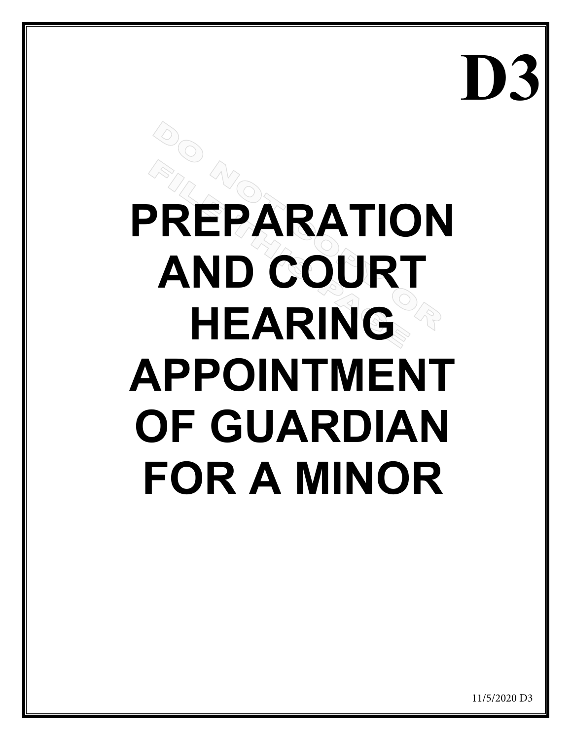# D3

# PREPARATION AND COURT HEARING APPOINTMENT OF GUARDIAN FOR A MINOR

DO NOT FILE THIS PAGE OR

11/5/2020 D3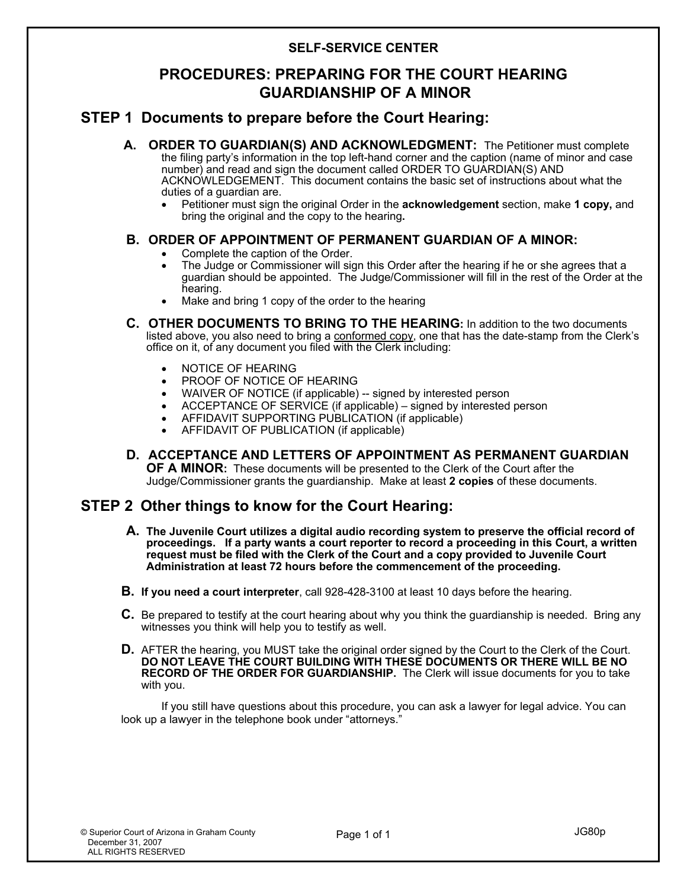**SELF-SERVICE CENTER**

# PROCEDURES: PREPARING FOR THE COURT HEARING GUARDIANSHIP OF A MINOR

## STEP 1 Documents to prepare before the Court Hearing:

**A. ORDER TO GUARDIAN(S) AND ACKNOWLEDGMENT:** The Petitioner must complete the filing party's information in the top left-hand corner and the caption (name of minor and case number) and read and sign the document called ORDER TO GUARDIAN(S) AND ACKNOWLEDGEMENT. This document contains the basic set of instructions about what the duties of a guardian are.

- Petitioner must sign the original Order in the **acknowledgement** section, make **1 copy,** and bring the original and the copy to the hearing**.**

**B. ORDER OF APPOINTMENT OF PERMANENT GUARDIAN OF A MINOR:**

- Complete the caption of the Order.
- The Judge or Commissioner will sign this Order after the hearing if he or she agrees that a guardian should be appointed. The Judge/Commissioner will fill in the rest of the Order at the hearing.
- Make and bring 1 copy of the order to the hearing

**C. OTHER DOCUMENTS TO BRING TO THE HEARING:** In addition to the two documents listed above, you also need to bring a conformed copy, one that has the date-stamp from the Clerk's office on it, of any document you filed with the Clerk including:

- NOTICE OF HEARING
- PROOF OF NOTICE OF HEARING
- WAIVER OF NOTICE (if applicable) -- signed by interested person
- ACCEPTANCE OF SERVICE (if applicable) – signed by interested person
- AFFIDAVIT SUPPORTING PUBLICATION (if applicable)
- AFFIDAVIT OF PUBLICATION (if applicable)

**D. ACCEPTANCE AND LETTERS OF APPOINTMENT AS PERMANENT GUARDIAN OF A MINOR:** These documents will be presented to the Clerk of the Court after the Judge/Commissioner grants the guardianship. Make at least **2 copies** of these documents.

## STEP 2 Other things to know for the Court Hearing:

**A. The Juvenile Court utilizes a digital audio recording system to preserve the official record of proceedings. If a party wants a court reporter to record a proceeding in this Court, a written request must be filed with the Clerk of the Court and a copy provided to Juvenile Court Administration at least 72 hours before the commencement of the proceeding.**

**B. If you need a court interpreter**, call 928-428-3100 at least 10 days before the hearing.

**C.** Be prepared to testify at the court hearing about why you think the guardianship is needed. Bring any witnesses you think will help you to testify as well.

**D.** AFTER the hearing, you MUST take the original order signed by the Court to the Clerk of the Court. **DO NOT LEAVE THE COURT BUILDING WITH THESE DOCUMENTS OR THERE WILL BE NO RECORD OF THE ORDER FOR GUARDIANSHIP.** The Clerk will issue documents for you to take with you.

If you still have questions about this procedure, you can ask a lawyer for legal advice. You can look up a lawyer in the telephone book under "attorneys."

© Superior Court of Arizona in Graham County
December 31, 2007
ALL RIGHTS RESERVED

JG80p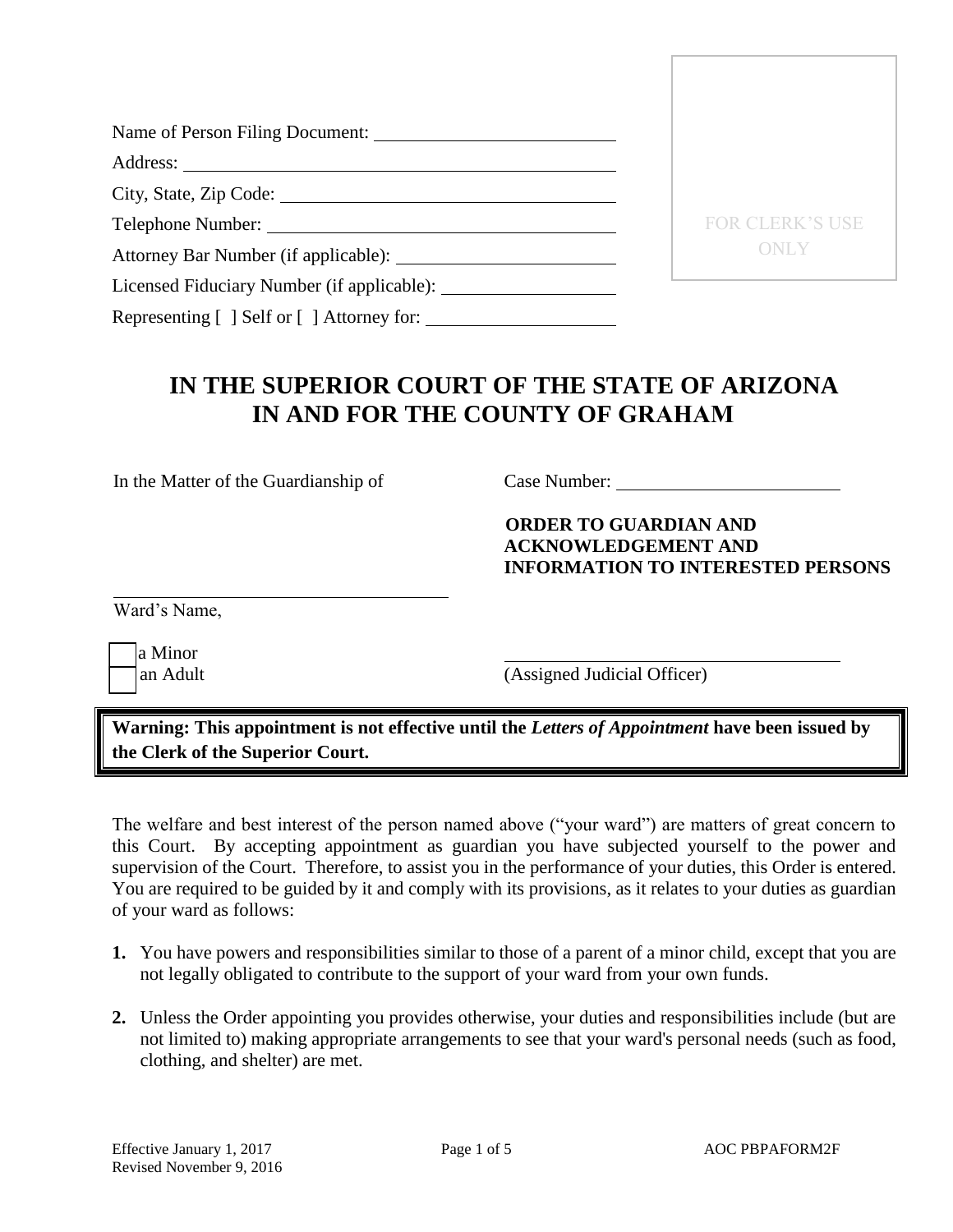Name of Person Filing Document: ______________________

Address: ______________________

City, State, Zip Code: ______________________

Telephone Number: ______________________

Attorney Bar Number (if applicable): ______________________

Licensed Fiduciary Number (if applicable): ______________________

Representing [ ] Self or [ ] Attorney for: ______________________

FOR CLERK'S USE ONLY

# IN THE SUPERIOR COURT OF THE STATE OF ARIZONA IN AND FOR THE COUNTY OF GRAHAM

In the Matter of the Guardianship of

______________________

Ward's Name,

[ ] a Minor
[ ] an Adult

Case Number: ______________________

**ORDER TO GUARDIAN AND ACKNOWLEDGEMENT AND INFORMATION TO INTERESTED PERSONS**

______________________
(Assigned Judicial Officer)

**Warning: This appointment is not effective until the *Letters of Appointment* have been issued by the Clerk of the Superior Court.**

The welfare and best interest of the person named above ("your ward") are matters of great concern to this Court. By accepting appointment as guardian you have subjected yourself to the power and supervision of the Court. Therefore, to assist you in the performance of your duties, this Order is entered. You are required to be guided by it and comply with its provisions, as it relates to your duties as guardian of your ward as follows:

1. You have powers and responsibilities similar to those of a parent of a minor child, except that you are not legally obligated to contribute to the support of your ward from your own funds.

2. Unless the Order appointing you provides otherwise, your duties and responsibilities include (but are not limited to) making appropriate arrangements to see that your ward's personal needs (such as food, clothing, and shelter) are met.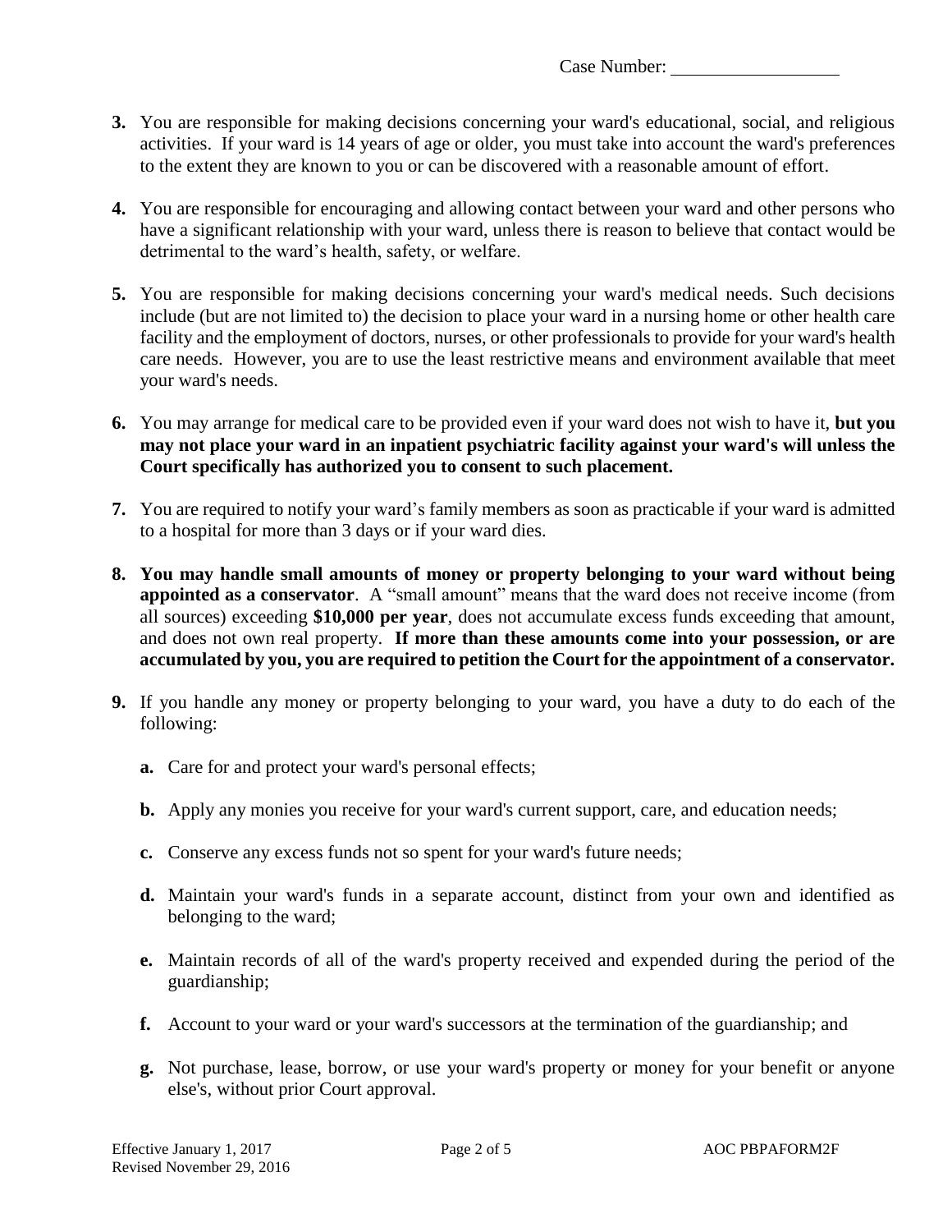Case Number: ______________

3. You are responsible for making decisions concerning your ward's educational, social, and religious activities. If your ward is 14 years of age or older, you must take into account the ward's preferences to the extent they are known to you or can be discovered with a reasonable amount of effort.

4. You are responsible for encouraging and allowing contact between your ward and other persons who have a significant relationship with your ward, unless there is reason to believe that contact would be detrimental to the ward's health, safety, or welfare.

5. You are responsible for making decisions concerning your ward's medical needs. Such decisions include (but are not limited to) the decision to place your ward in a nursing home or other health care facility and the employment of doctors, nurses, or other professionals to provide for your ward's health care needs. However, you are to use the least restrictive means and environment available that meet your ward's needs.

6. You may arrange for medical care to be provided even if your ward does not wish to have it, **but you may not place your ward in an inpatient psychiatric facility against your ward's will unless the Court specifically has authorized you to consent to such placement.**

7. You are required to notify your ward's family members as soon as practicable if your ward is admitted to a hospital for more than 3 days or if your ward dies.

8. **You may handle small amounts of money or property belonging to your ward without being appointed as a conservator**. A "small amount" means that the ward does not receive income (from all sources) exceeding **$10,000 per year**, does not accumulate excess funds exceeding that amount, and does not own real property. **If more than these amounts come into your possession, or are accumulated by you, you are required to petition the Court for the appointment of a conservator.**

9. If you handle any money or property belonging to your ward, you have a duty to do each of the following:

   a. Care for and protect your ward's personal effects;

   b. Apply any monies you receive for your ward's current support, care, and education needs;

   c. Conserve any excess funds not so spent for your ward's future needs;

   d. Maintain your ward's funds in a separate account, distinct from your own and identified as belonging to the ward;

   e. Maintain records of all of the ward's property received and expended during the period of the guardianship;

   f. Account to your ward or your ward's successors at the termination of the guardianship; and

   g. Not purchase, lease, borrow, or use your ward's property or money for your benefit or anyone else's, without prior Court approval.

Effective January 1, 2017
Revised November 29, 2016

AOC PBPAFORM2F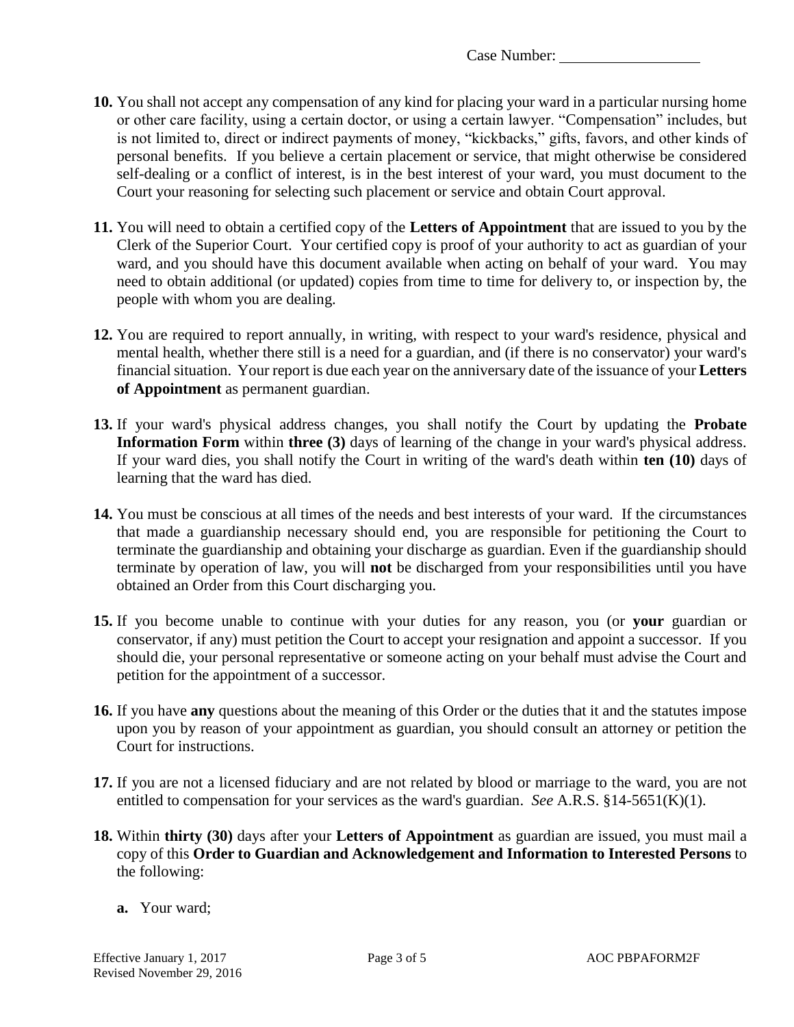Case Number: __________________

**10.** You shall not accept any compensation of any kind for placing your ward in a particular nursing home or other care facility, using a certain doctor, or using a certain lawyer. "Compensation" includes, but is not limited to, direct or indirect payments of money, "kickbacks," gifts, favors, and other kinds of personal benefits. If you believe a certain placement or service, that might otherwise be considered self-dealing or a conflict of interest, is in the best interest of your ward, you must document to the Court your reasoning for selecting such placement or service and obtain Court approval.

**11.** You will need to obtain a certified copy of the **Letters of Appointment** that are issued to you by the Clerk of the Superior Court. Your certified copy is proof of your authority to act as guardian of your ward, and you should have this document available when acting on behalf of your ward. You may need to obtain additional (or updated) copies from time to time for delivery to, or inspection by, the people with whom you are dealing.

**12.** You are required to report annually, in writing, with respect to your ward's residence, physical and mental health, whether there still is a need for a guardian, and (if there is no conservator) your ward's financial situation. Your report is due each year on the anniversary date of the issuance of your **Letters of Appointment** as permanent guardian.

**13.** If your ward's physical address changes, you shall notify the Court by updating the **Probate Information Form** within **three (3)** days of learning of the change in your ward's physical address. If your ward dies, you shall notify the Court in writing of the ward's death within **ten (10)** days of learning that the ward has died.

**14.** You must be conscious at all times of the needs and best interests of your ward. If the circumstances that made a guardianship necessary should end, you are responsible for petitioning the Court to terminate the guardianship and obtaining your discharge as guardian. Even if the guardianship should terminate by operation of law, you will **not** be discharged from your responsibilities until you have obtained an Order from this Court discharging you.

**15.** If you become unable to continue with your duties for any reason, you (or **your** guardian or conservator, if any) must petition the Court to accept your resignation and appoint a successor. If you should die, your personal representative or someone acting on your behalf must advise the Court and petition for the appointment of a successor.

**16.** If you have **any** questions about the meaning of this Order or the duties that it and the statutes impose upon you by reason of your appointment as guardian, you should consult an attorney or petition the Court for instructions.

**17.** If you are not a licensed fiduciary and are not related by blood or marriage to the ward, you are not entitled to compensation for your services as the ward's guardian. *See* A.R.S. §14-5651(K)(1).

**18.** Within **thirty (30)** days after your **Letters of Appointment** as guardian are issued, you must mail a copy of this **Order to Guardian and Acknowledgement and Information to Interested Persons** to the following:

**a.** Your ward;

Effective January 1, 2017
Revised November 29, 2016

AOC PBPAFORM2F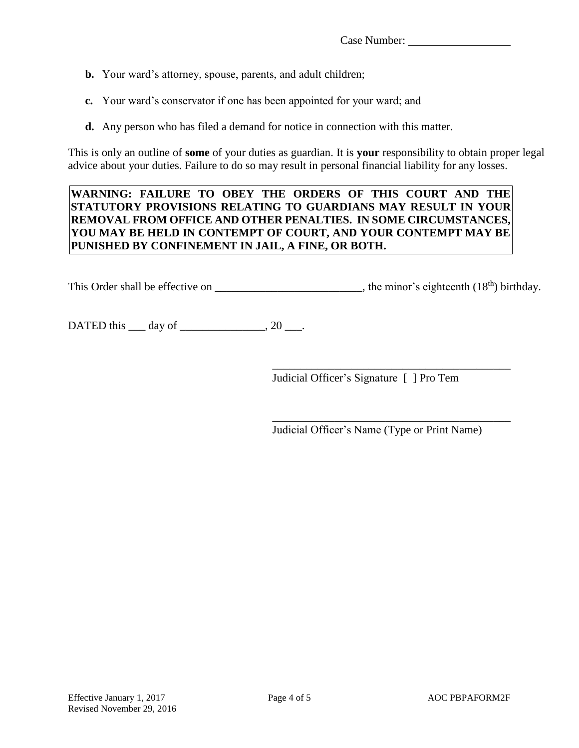Case Number: \_\_\_\_\_\_\_\_\_\_\_\_\_\_\_\_\_\_

**b.** Your ward's attorney, spouse, parents, and adult children;

**c.** Your ward's conservator if one has been appointed for your ward; and

**d.** Any person who has filed a demand for notice in connection with this matter.

This is only an outline of **some** of your duties as guardian. It is **your** responsibility to obtain proper legal advice about your duties. Failure to do so may result in personal financial liability for any losses.

**WARNING: FAILURE TO OBEY THE ORDERS OF THIS COURT AND THE STATUTORY PROVISIONS RELATING TO GUARDIANS MAY RESULT IN YOUR REMOVAL FROM OFFICE AND OTHER PENALTIES. IN SOME CIRCUMSTANCES, YOU MAY BE HELD IN CONTEMPT OF COURT, AND YOUR CONTEMPT MAY BE PUNISHED BY CONFINEMENT IN JAIL, A FINE, OR BOTH.**

This Order shall be effective on \_\_\_\_\_\_\_\_\_\_\_\_\_\_\_\_\_\_\_\_\_\_\_\_\_\_, the minor's eighteenth (18th) birthday.

DATED this \_\_\_ day of \_\_\_\_\_\_\_\_\_\_\_\_\_\_\_, 20 \_\_\_.

\_\_\_\_\_\_\_\_\_\_\_\_\_\_\_\_\_\_\_\_\_\_\_\_\_\_\_\_\_\_\_\_\_\_\_\_\_\_\_\_\_\_
Judicial Officer's Signature [ ] Pro Tem

\_\_\_\_\_\_\_\_\_\_\_\_\_\_\_\_\_\_\_\_\_\_\_\_\_\_\_\_\_\_\_\_\_\_\_\_\_\_\_\_\_\_
Judicial Officer's Name (Type or Print Name)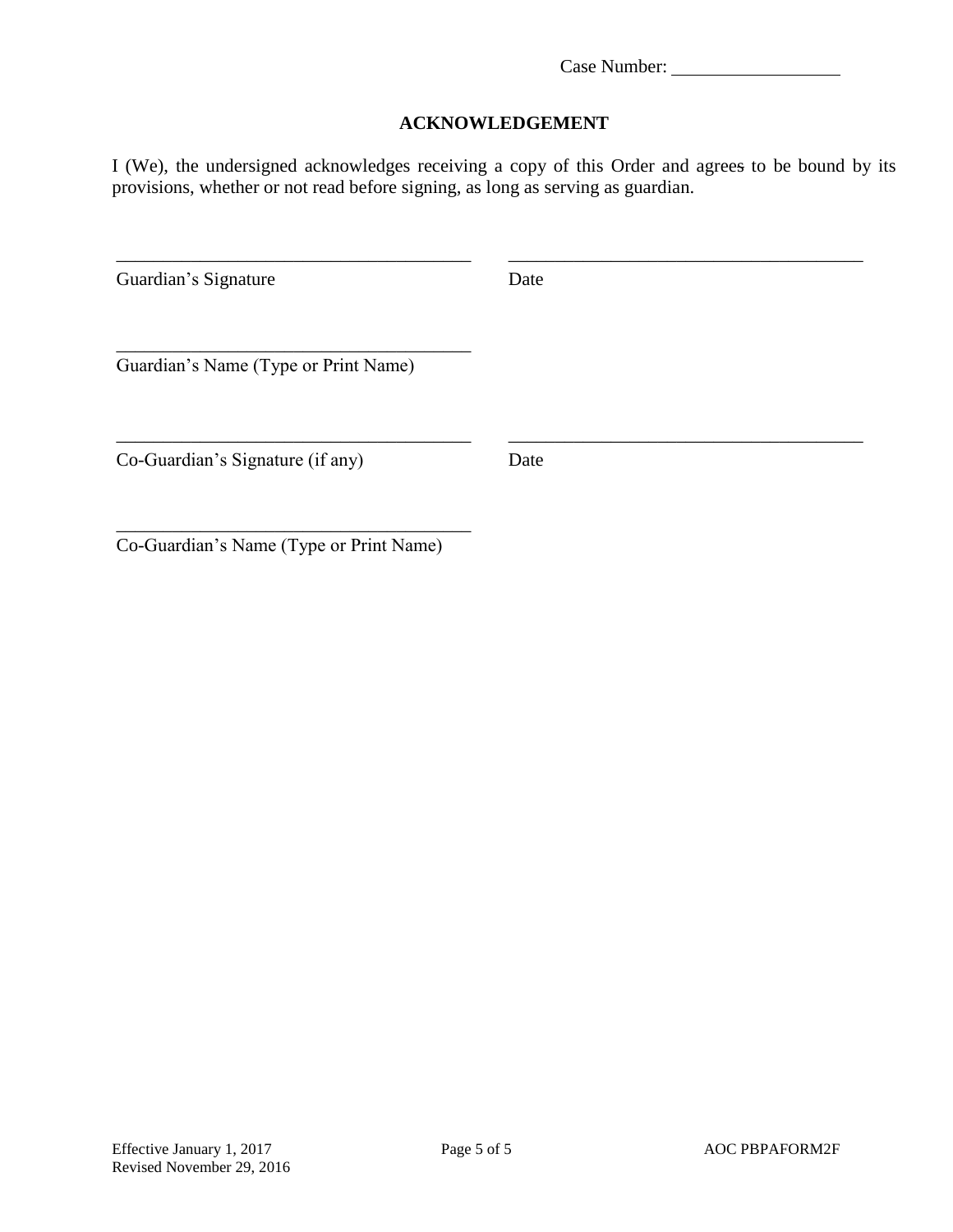Case Number: __________________

## ACKNOWLEDGEMENT

I (We), the undersigned acknowledges receiving a copy of this Order and agrees to be bound by its provisions, whether or not read before signing, as long as serving as guardian.

_______________________________________ _______________________________________

Guardian's Signature Date

_______________________________________

Guardian's Name (Type or Print Name)

_______________________________________ _______________________________________

Co-Guardian's Signature (if any) Date

_______________________________________

Co-Guardian's Name (Type or Print Name)

Effective January 1, 2017
Revised November 29, 2016

AOC PBPAFORM2F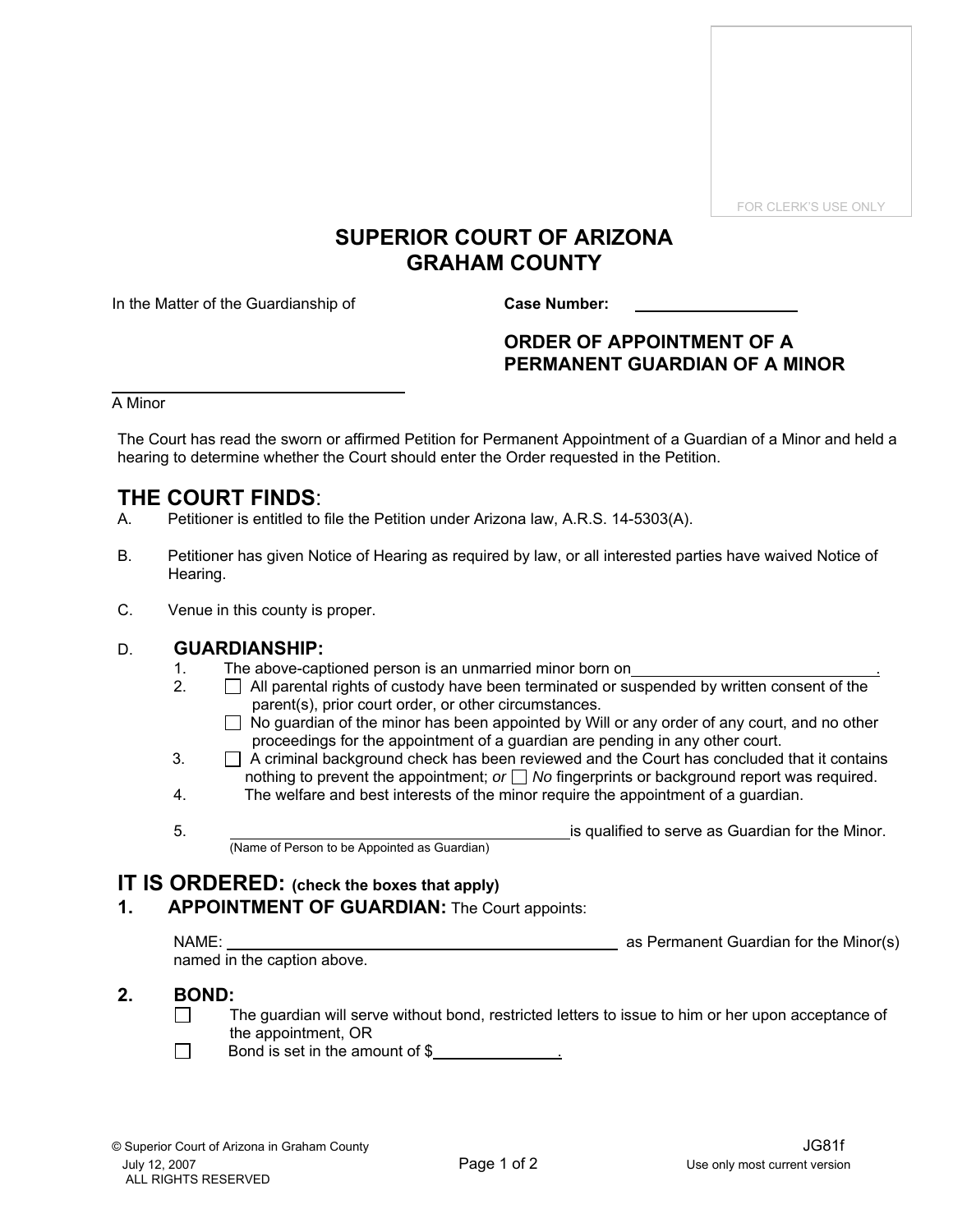FOR CLERK'S USE ONLY

# SUPERIOR COURT OF ARIZONA
# GRAHAM COUNTY

In the Matter of the Guardianship of

**Case Number:** ____________________

**ORDER OF APPOINTMENT OF A PERMANENT GUARDIAN OF A MINOR**

________________________________________
A Minor

The Court has read the sworn or affirmed Petition for Permanent Appointment of a Guardian of a Minor and held a hearing to determine whether the Court should enter the Order requested in the Petition.

## THE COURT FINDS:

A. Petitioner is entitled to file the Petition under Arizona law, A.R.S. 14-5303(A).

B. Petitioner has given Notice of Hearing as required by law, or all interested parties have waived Notice of Hearing.

C. Venue in this county is proper.

D. **GUARDIANSHIP:**

1. The above-captioned person is an unmarried minor born on ______________________________.
2. ☐ All parental rights of custody have been terminated or suspended by written consent of the parent(s), prior court order, or other circumstances.
   ☐ No guardian of the minor has been appointed by Will or any order of any court, and no other proceedings for the appointment of a guardian are pending in any other court.
3. ☐ A criminal background check has been reviewed and the Court has concluded that it contains nothing to prevent the appointment; *or* ☐ *No* fingerprints or background report was required.
4. The welfare and best interests of the minor require the appointment of a guardian.
5. ________________________________________ is qualified to serve as Guardian for the Minor.
   (Name of Person to be Appointed as Guardian)

## IT IS ORDERED: (check the boxes that apply)

**1. APPOINTMENT OF GUARDIAN:** The Court appoints:

NAME: ________________________________________ as Permanent Guardian for the Minor(s) named in the caption above.

**2. BOND:**

☐ The guardian will serve without bond, restricted letters to issue to him or her upon acceptance of the appointment, OR

☐ Bond is set in the amount of $______________.

© Superior Court of Arizona in Graham County
July 12, 2007
ALL RIGHTS RESERVED

JG81f
Use only most current version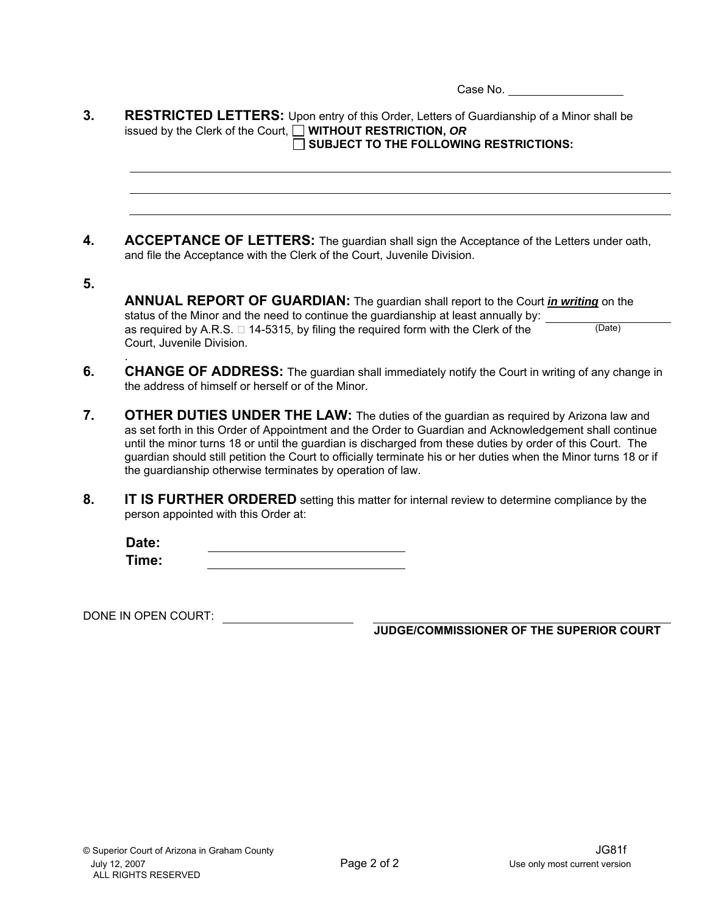Case No. ___________________

**3.** **RESTRICTED LETTERS:** Upon entry of this Order, Letters of Guardianship of a Minor shall be issued by the Clerk of the Court, ☐ **WITHOUT RESTRICTION,** ***OR***
☐ **SUBJECT TO THE FOLLOWING RESTRICTIONS:**

_______________________________________________________________________________

_______________________________________________________________________________

_______________________________________________________________________________

**4.** **ACCEPTANCE OF LETTERS:** The guardian shall sign the Acceptance of the Letters under oath, and file the Acceptance with the Clerk of the Court, Juvenile Division.

**5.** **ANNUAL REPORT OF GUARDIAN:** The guardian shall report to the Court ***in writing*** on the status of the Minor and the need to continue the guardianship at least annually by: ___________________ (Date) as required by A.R.S. § 14-5315, by filing the required form with the Clerk of the Court, Juvenile Division.

**6.** **CHANGE OF ADDRESS:** The guardian shall immediately notify the Court in writing of any change in the address of himself or herself or of the Minor.

**7.** **OTHER DUTIES UNDER THE LAW:** The duties of the guardian as required by Arizona law and as set forth in this Order of Appointment and the Order to Guardian and Acknowledgement shall continue until the minor turns 18 or until the guardian is discharged from these duties by order of this Court. The guardian should still petition the Court to officially terminate his or her duties when the Minor turns 18 or if the guardianship otherwise terminates by operation of law.

**8.** **IT IS FURTHER ORDERED** setting this matter for internal review to determine compliance by the person appointed with this Order at:

**Date:** ___________________________

**Time:** ___________________________

DONE IN OPEN COURT: ____________________ ______________________________________

**JUDGE/COMMISSIONER OF THE SUPERIOR COURT**

© Superior Court of Arizona in Graham County
July 12, 2007
ALL RIGHTS RESERVED

JG81f
Use only most current version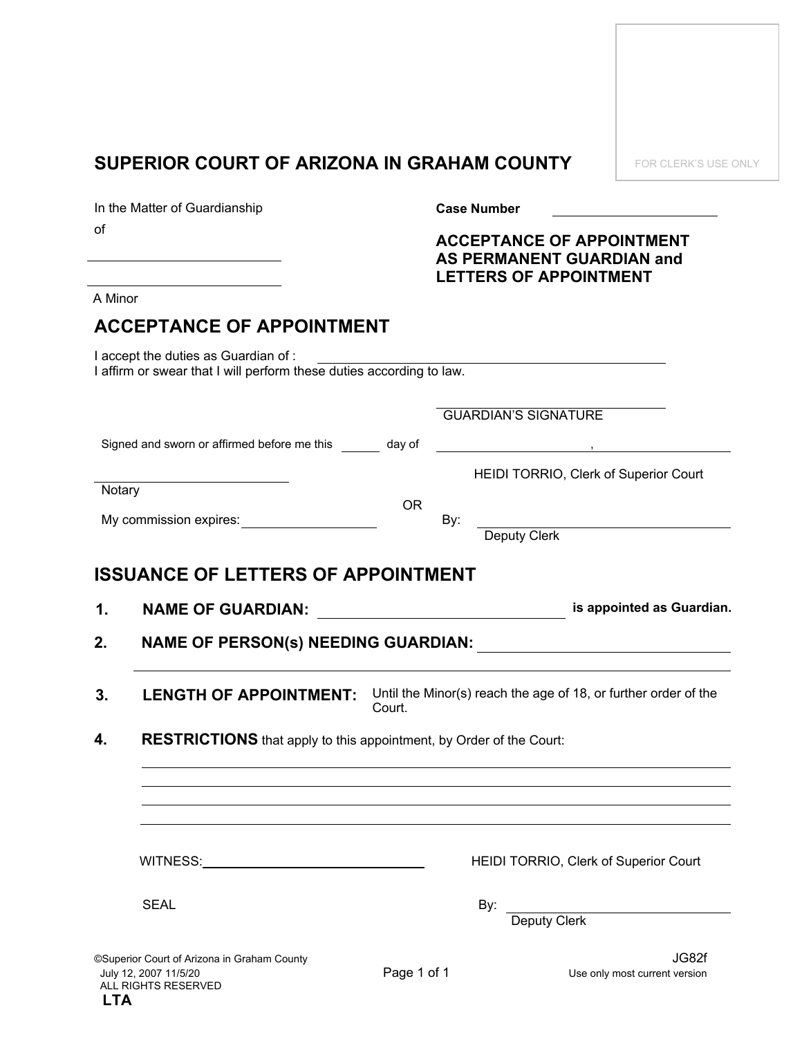FOR CLERK'S USE ONLY

# SUPERIOR COURT OF ARIZONA IN GRAHAM COUNTY

In the Matter of Guardianship

of

______________________________

______________________________

A Minor

**Case Number** ____________________

**ACCEPTANCE OF APPOINTMENT AS PERMANENT GUARDIAN and LETTERS OF APPOINTMENT**

## ACCEPTANCE OF APPOINTMENT

I accept the duties as Guardian of : ______________________________________

I affirm or swear that I will perform these duties according to law.

______________________________
GUARDIAN'S SIGNATURE

Signed and sworn or affirmed before me this ______ day of ____________________ , ______

______________________________
Notary

My commission expires: __________________

OR

HEIDI TORRIO, Clerk of Superior Court

By: ______________________________
Deputy Clerk

## ISSUANCE OF LETTERS OF APPOINTMENT

1. **NAME OF GUARDIAN:** ______________________________ **is appointed as Guardian.**

2. **NAME OF PERSON(s) NEEDING GUARDIAN:** ______________________________

   ______________________________________________________________

3. **LENGTH OF APPOINTMENT:** Until the Minor(s) reach the age of 18, or further order of the Court.

4. **RESTRICTIONS** that apply to this appointment, by Order of the Court:

   ______________________________________________________________

   ______________________________________________________________

   ______________________________________________________________

   ______________________________________________________________

WITNESS: ______________________________

SEAL

HEIDI TORRIO, Clerk of Superior Court

By: ______________________________
Deputy Clerk

©Superior Court of Arizona in Graham County
July 12, 2007 11/5/20
ALL RIGHTS RESERVED
**LTA**

JG82f
Use only most current version